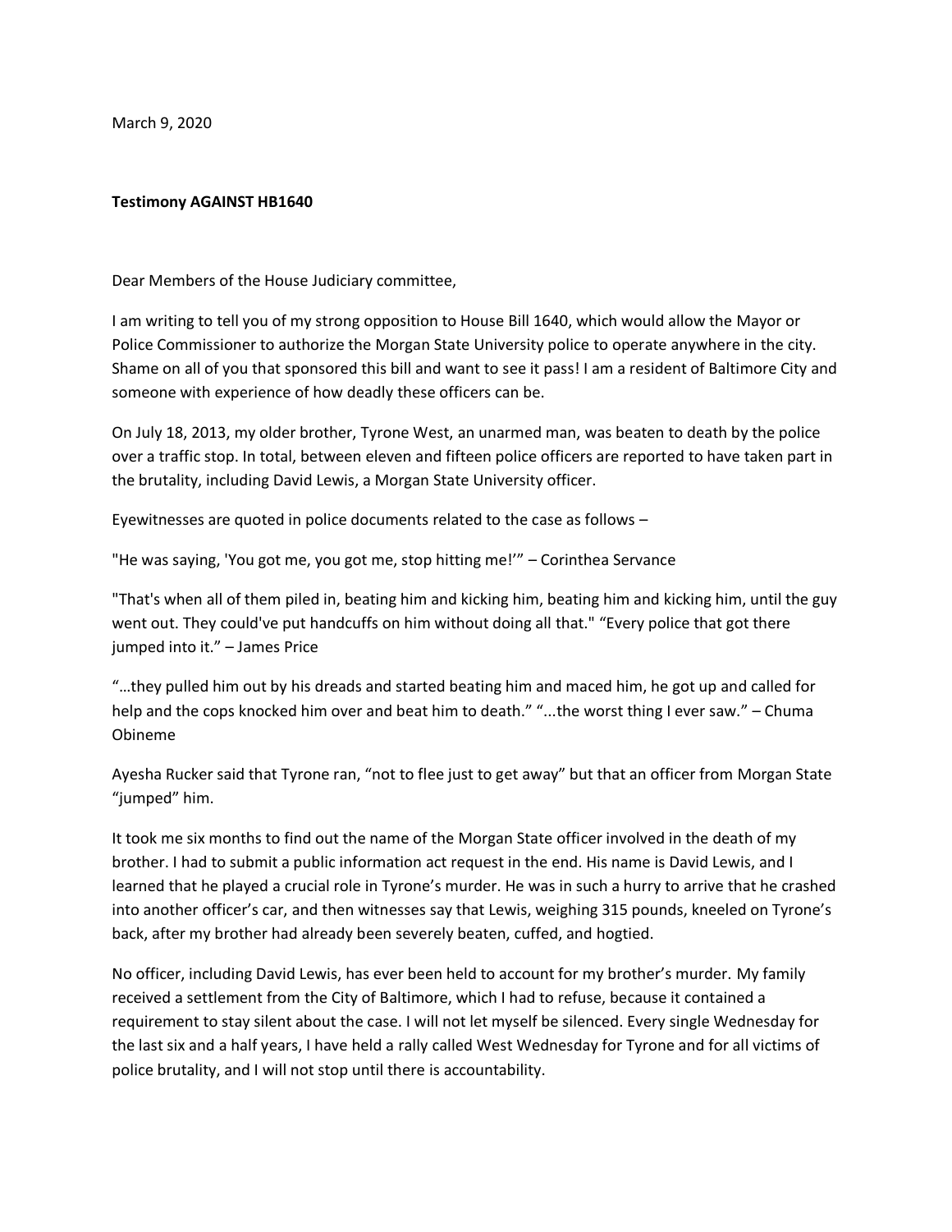March 9, 2020

**Testimony AGAINST HB1640**

Dear Members of the House Judiciary committee,

I am writing to tell you of my strong opposition to House Bill 1640, which would allow the Mayor or Police Commissioner to authorize the Morgan State University police to operate anywhere in the city. Shame on all of you that sponsored this bill and want to see it pass! I am a resident of Baltimore City and someone with experience of how deadly these officers can be.

On July 18, 2013, my older brother, Tyrone West, an unarmed man, was beaten to death by the police over a traffic stop. In total, between eleven and fifteen police officers are reported to have taken part in the brutality, including David Lewis, a Morgan State University officer.

Eyewitnesses are quoted in police documents related to the case as follows –

"He was saying, 'You got me, you got me, stop hitting me!'" – Corinthea Servance

"That's when all of them piled in, beating him and kicking him, beating him and kicking him, until the guy went out. They could've put handcuffs on him without doing all that." "Every police that got there jumped into it." – James Price

"…they pulled him out by his dreads and started beating him and maced him, he got up and called for help and the cops knocked him over and beat him to death." "...the worst thing I ever saw." – Chuma Obineme

Ayesha Rucker said that Tyrone ran, "not to flee just to get away" but that an officer from Morgan State "jumped" him.

It took me six months to find out the name of the Morgan State officer involved in the death of my brother. I had to submit a public information act request in the end. His name is David Lewis, and I learned that he played a crucial role in Tyrone's murder. He was in such a hurry to arrive that he crashed into another officer's car, and then witnesses say that Lewis, weighing 315 pounds, kneeled on Tyrone's back, after my brother had already been severely beaten, cuffed, and hogtied.

No officer, including David Lewis, has ever been held to account for my brother's murder. My family received a settlement from the City of Baltimore, which I had to refuse, because it contained a requirement to stay silent about the case. I will not let myself be silenced. Every single Wednesday for the last six and a half years, I have held a rally called West Wednesday for Tyrone and for all victims of police brutality, and I will not stop until there is accountability.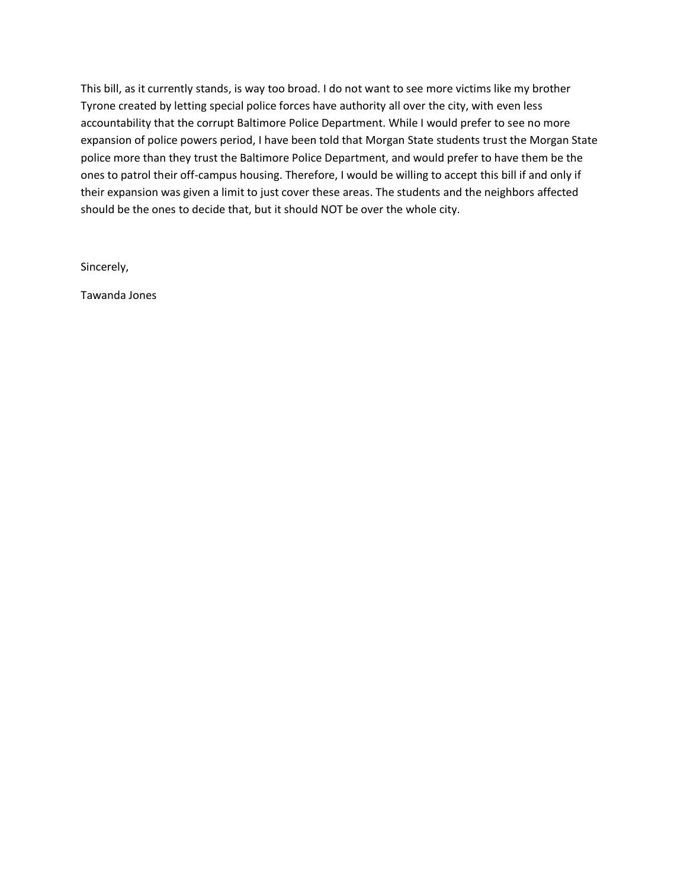This bill, as it currently stands, is way too broad. I do not want to see more victims like my brother Tyrone created by letting special police forces have authority all over the city, with even less accountability that the corrupt Baltimore Police Department. While I would prefer to see no more expansion of police powers period, I have been told that Morgan State students trust the Morgan State police more than they trust the Baltimore Police Department, and would prefer to have them be the ones to patrol their off-campus housing. Therefore, I would be willing to accept this bill if and only if their expansion was given a limit to just cover these areas. The students and the neighbors affected should be the ones to decide that, but it should NOT be over the whole city.

Sincerely,

Tawanda Jones